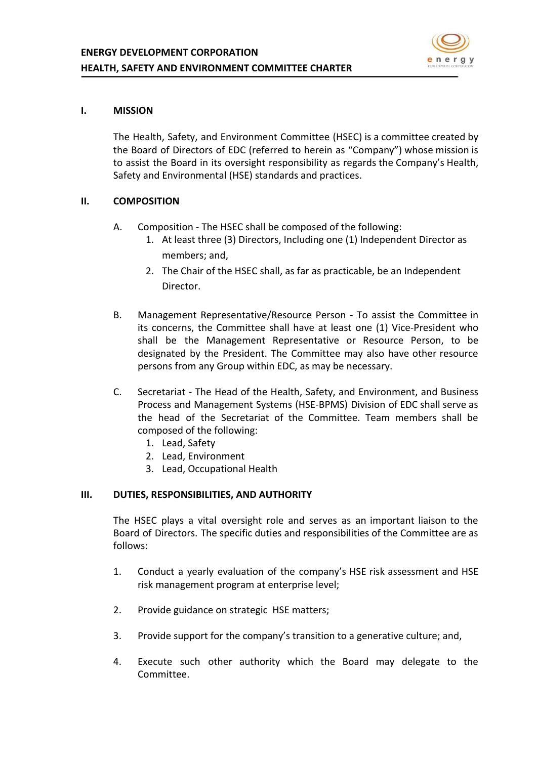# ENERGY DEVELOPMENT CORPORATION
# HEALTH, SAFETY AND ENVIRONMENT COMMITTEE CHARTER

## I. MISSION

The Health, Safety, and Environment Committee (HSEC) is a committee created by the Board of Directors of EDC (referred to herein as "Company") whose mission is to assist the Board in its oversight responsibility as regards the Company's Health, Safety and Environmental (HSE) standards and practices.

## II. COMPOSITION

A. Composition - The HSEC shall be composed of the following:
   1. At least three (3) Directors, Including one (1) Independent Director as members; and,
   2. The Chair of the HSEC shall, as far as practicable, be an Independent Director.

B. Management Representative/Resource Person - To assist the Committee in its concerns, the Committee shall have at least one (1) Vice-President who shall be the Management Representative or Resource Person, to be designated by the President. The Committee may also have other resource persons from any Group within EDC, as may be necessary.

C. Secretariat - The Head of the Health, Safety, and Environment, and Business Process and Management Systems (HSE-BPMS) Division of EDC shall serve as the head of the Secretariat of the Committee. Team members shall be composed of the following:
   1. Lead, Safety
   2. Lead, Environment
   3. Lead, Occupational Health

## III. DUTIES, RESPONSIBILITIES, AND AUTHORITY

The HSEC plays a vital oversight role and serves as an important liaison to the Board of Directors. The specific duties and responsibilities of the Committee are as follows:

1. Conduct a yearly evaluation of the company's HSE risk assessment and HSE risk management program at enterprise level;

2. Provide guidance on strategic HSE matters;

3. Provide support for the company's transition to a generative culture; and,

4. Execute such other authority which the Board may delegate to the Committee.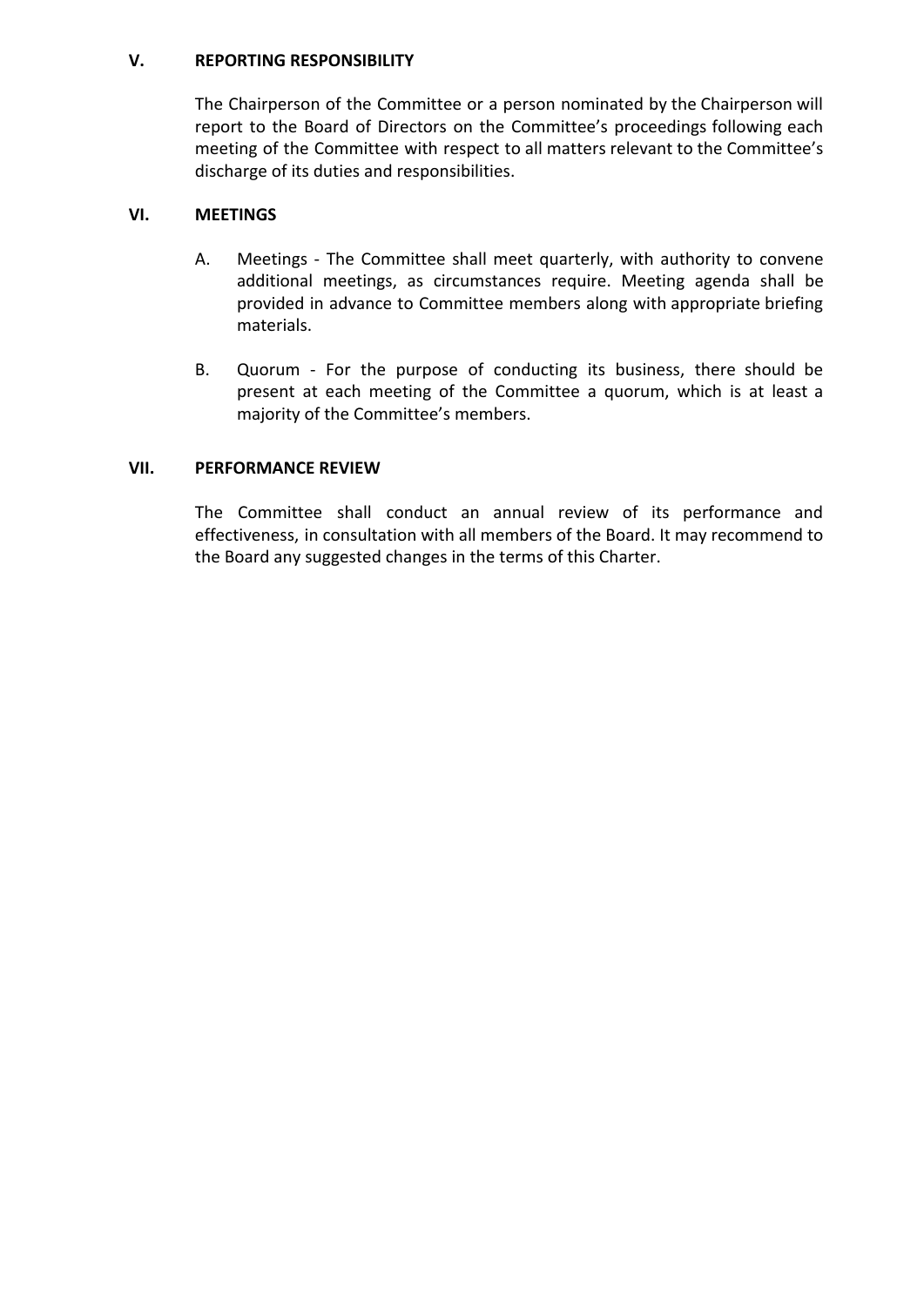## V. REPORTING RESPONSIBILITY

The Chairperson of the Committee or a person nominated by the Chairperson will report to the Board of Directors on the Committee's proceedings following each meeting of the Committee with respect to all matters relevant to the Committee's discharge of its duties and responsibilities.

## VI. MEETINGS

A. Meetings - The Committee shall meet quarterly, with authority to convene additional meetings, as circumstances require. Meeting agenda shall be provided in advance to Committee members along with appropriate briefing materials.

B. Quorum - For the purpose of conducting its business, there should be present at each meeting of the Committee a quorum, which is at least a majority of the Committee's members.

## VII. PERFORMANCE REVIEW

The Committee shall conduct an annual review of its performance and effectiveness, in consultation with all members of the Board. It may recommend to the Board any suggested changes in the terms of this Charter.